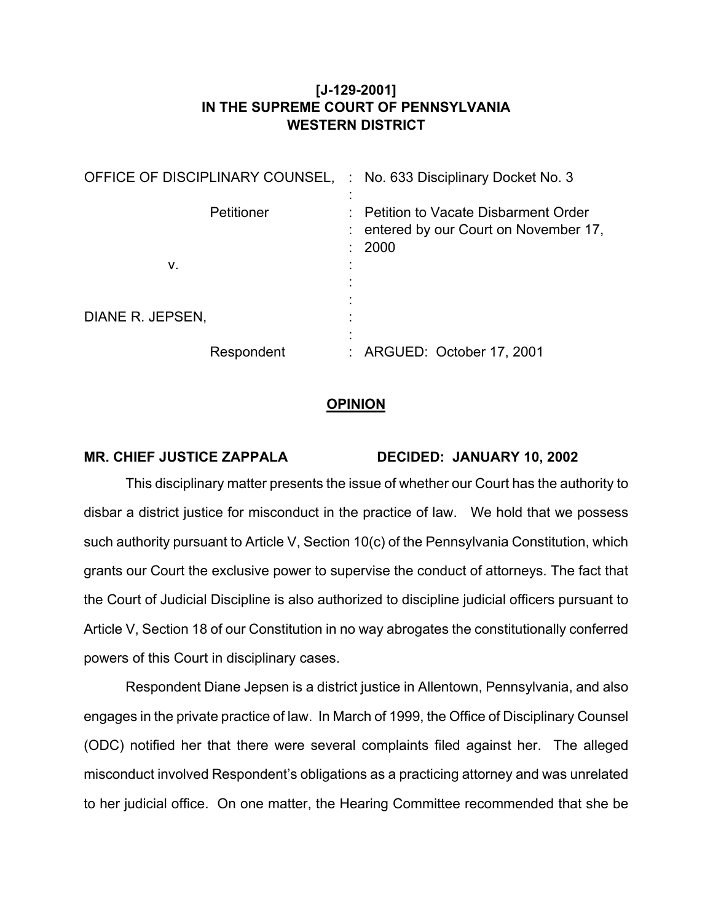**[J-129-2001]**
**IN THE SUPREME COURT OF PENNSYLVANIA**
**WESTERN DISTRICT**

| | | |
|---|---|---|
| OFFICE OF DISCIPLINARY COUNSEL, | : | No. 633 Disciplinary Docket No. 3 |
| Petitioner | : | Petition to Vacate Disbarment Order entered by our Court on November 17, 2000 |
| v. | : | |
| DIANE R. JEPSEN, | : | |
| Respondent | : | ARGUED: October 17, 2001 |

## OPINION

**MR. CHIEF JUSTICE ZAPPALA DECIDED: JANUARY 10, 2002**

This disciplinary matter presents the issue of whether our Court has the authority to disbar a district justice for misconduct in the practice of law. We hold that we possess such authority pursuant to Article V, Section 10(c) of the Pennsylvania Constitution, which grants our Court the exclusive power to supervise the conduct of attorneys. The fact that the Court of Judicial Discipline is also authorized to discipline judicial officers pursuant to Article V, Section 18 of our Constitution in no way abrogates the constitutionally conferred powers of this Court in disciplinary cases.

Respondent Diane Jepsen is a district justice in Allentown, Pennsylvania, and also engages in the private practice of law. In March of 1999, the Office of Disciplinary Counsel (ODC) notified her that there were several complaints filed against her. The alleged misconduct involved Respondent's obligations as a practicing attorney and was unrelated to her judicial office. On one matter, the Hearing Committee recommended that she be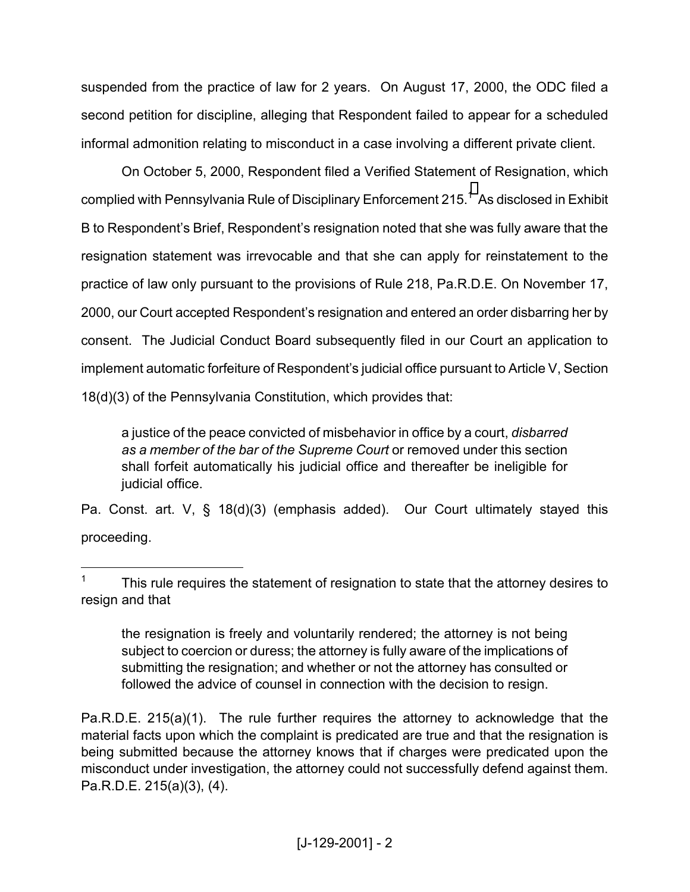suspended from the practice of law for 2 years. On August 17, 2000, the ODC filed a second petition for discipline, alleging that Respondent failed to appear for a scheduled informal admonition relating to misconduct in a case involving a different private client.

On October 5, 2000, Respondent filed a Verified Statement of Resignation, which complied with Pennsylvania Rule of Disciplinary Enforcement 215.[1] As disclosed in Exhibit B to Respondent's Brief, Respondent's resignation noted that she was fully aware that the resignation statement was irrevocable and that she can apply for reinstatement to the practice of law only pursuant to the provisions of Rule 218, Pa.R.D.E. On November 17, 2000, our Court accepted Respondent's resignation and entered an order disbarring her by consent. The Judicial Conduct Board subsequently filed in our Court an application to implement automatic forfeiture of Respondent's judicial office pursuant to Article V, Section 18(d)(3) of the Pennsylvania Constitution, which provides that:

> a justice of the peace convicted of misbehavior in office by a court, *disbarred as a member of the bar of the Supreme Court* or removed under this section shall forfeit automatically his judicial office and thereafter be ineligible for judicial office.

Pa. Const. art. V, § 18(d)(3) (emphasis added). Our Court ultimately stayed this proceeding.

---

[1] This rule requires the statement of resignation to state that the attorney desires to resign and that

> the resignation is freely and voluntarily rendered; the attorney is not being subject to coercion or duress; the attorney is fully aware of the implications of submitting the resignation; and whether or not the attorney has consulted or followed the advice of counsel in connection with the decision to resign.

Pa.R.D.E. 215(a)(1). The rule further requires the attorney to acknowledge that the material facts upon which the complaint is predicated are true and that the resignation is being submitted because the attorney knows that if charges were predicated upon the misconduct under investigation, the attorney could not successfully defend against them. Pa.R.D.E. 215(a)(3), (4).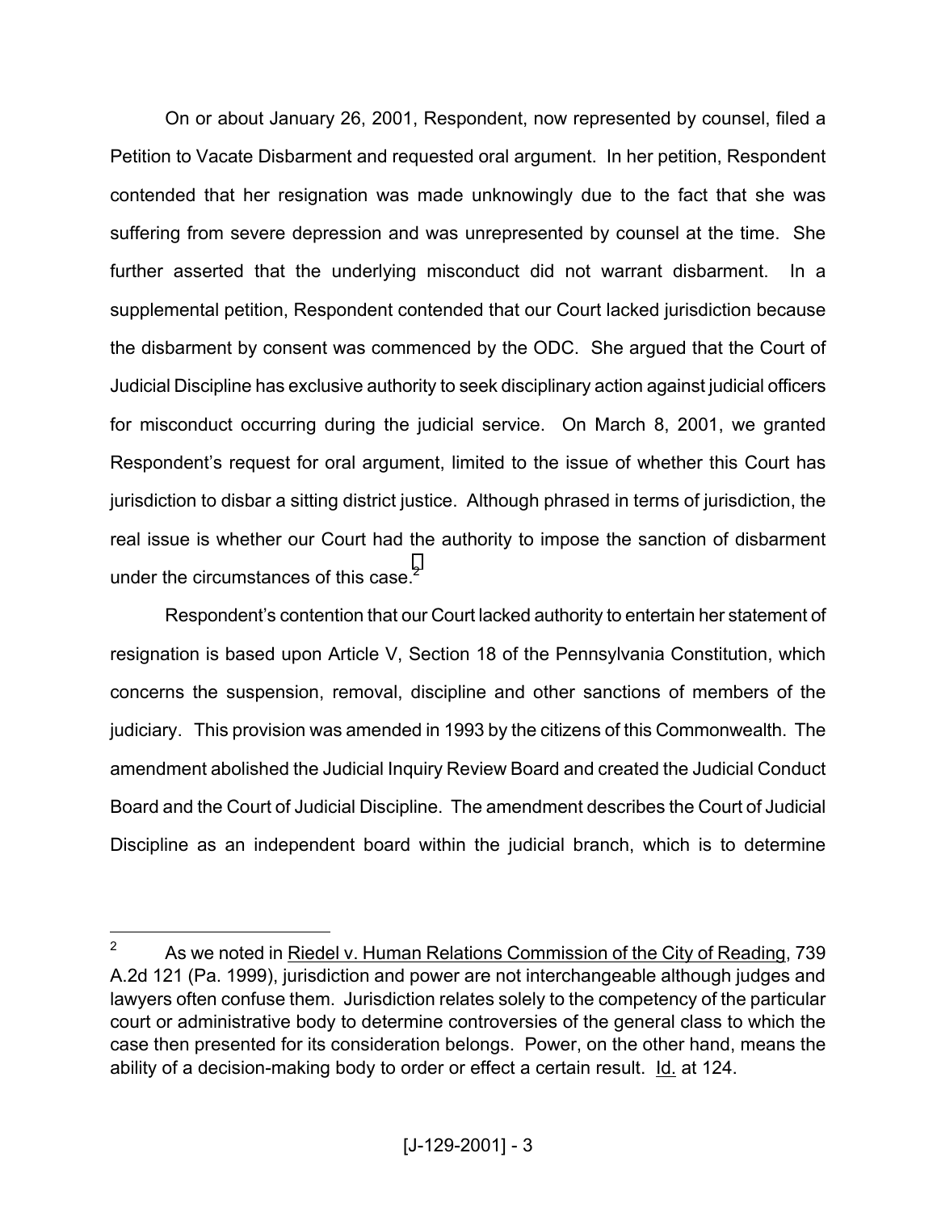On or about January 26, 2001, Respondent, now represented by counsel, filed a Petition to Vacate Disbarment and requested oral argument. In her petition, Respondent contended that her resignation was made unknowingly due to the fact that she was suffering from severe depression and was unrepresented by counsel at the time. She further asserted that the underlying misconduct did not warrant disbarment. In a supplemental petition, Respondent contended that our Court lacked jurisdiction because the disbarment by consent was commenced by the ODC. She argued that the Court of Judicial Discipline has exclusive authority to seek disciplinary action against judicial officers for misconduct occurring during the judicial service. On March 8, 2001, we granted Respondent's request for oral argument, limited to the issue of whether this Court has jurisdiction to disbar a sitting district justice. Although phrased in terms of jurisdiction, the real issue is whether our Court had the authority to impose the sanction of disbarment under the circumstances of this case.[2]

Respondent's contention that our Court lacked authority to entertain her statement of resignation is based upon Article V, Section 18 of the Pennsylvania Constitution, which concerns the suspension, removal, discipline and other sanctions of members of the judiciary. This provision was amended in 1993 by the citizens of this Commonwealth. The amendment abolished the Judicial Inquiry Review Board and created the Judicial Conduct Board and the Court of Judicial Discipline. The amendment describes the Court of Judicial Discipline as an independent board within the judicial branch, which is to determine

---

[2] As we noted in Riedel v. Human Relations Commission of the City of Reading, 739 A.2d 121 (Pa. 1999), jurisdiction and power are not interchangeable although judges and lawyers often confuse them. Jurisdiction relates solely to the competency of the particular court or administrative body to determine controversies of the general class to which the case then presented for its consideration belongs. Power, on the other hand, means the ability of a decision-making body to order or effect a certain result. Id. at 124.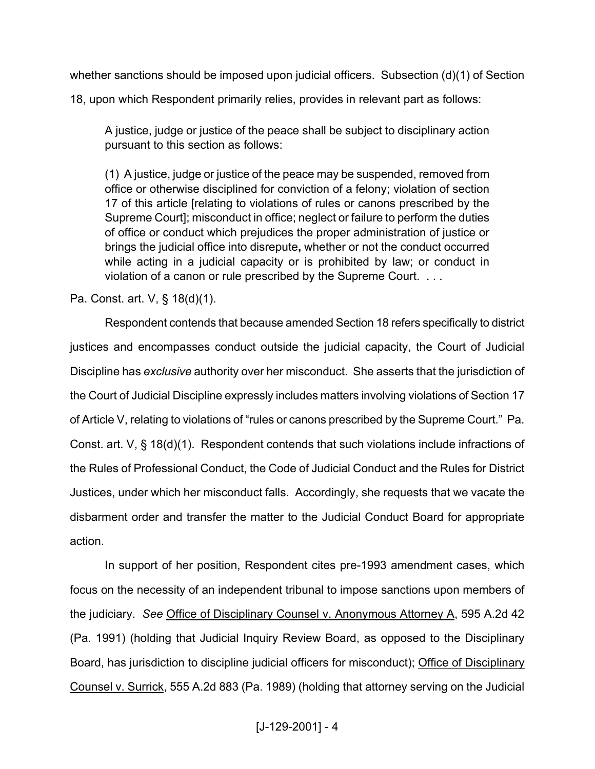whether sanctions should be imposed upon judicial officers. Subsection (d)(1) of Section 18, upon which Respondent primarily relies, provides in relevant part as follows:

> A justice, judge or justice of the peace shall be subject to disciplinary action pursuant to this section as follows:
>
> (1) A justice, judge or justice of the peace may be suspended, removed from office or otherwise disciplined for conviction of a felony; violation of section 17 of this article [relating to violations of rules or canons prescribed by the Supreme Court]; misconduct in office; neglect or failure to perform the duties of office or conduct which prejudices the proper administration of justice or brings the judicial office into disrepute**,** whether or not the conduct occurred while acting in a judicial capacity or is prohibited by law; or conduct in violation of a canon or rule prescribed by the Supreme Court. . . .

Pa. Const. art. V, § 18(d)(1).

Respondent contends that because amended Section 18 refers specifically to district justices and encompasses conduct outside the judicial capacity, the Court of Judicial Discipline has *exclusive* authority over her misconduct. She asserts that the jurisdiction of the Court of Judicial Discipline expressly includes matters involving violations of Section 17 of Article V, relating to violations of "rules or canons prescribed by the Supreme Court." Pa. Const. art. V, § 18(d)(1). Respondent contends that such violations include infractions of the Rules of Professional Conduct, the Code of Judicial Conduct and the Rules for District Justices, under which her misconduct falls. Accordingly, she requests that we vacate the disbarment order and transfer the matter to the Judicial Conduct Board for appropriate action.

In support of her position, Respondent cites pre-1993 amendment cases, which focus on the necessity of an independent tribunal to impose sanctions upon members of the judiciary. *See* Office of Disciplinary Counsel v. Anonymous Attorney A, 595 A.2d 42 (Pa. 1991) (holding that Judicial Inquiry Review Board, as opposed to the Disciplinary Board, has jurisdiction to discipline judicial officers for misconduct); Office of Disciplinary Counsel v. Surrick, 555 A.2d 883 (Pa. 1989) (holding that attorney serving on the Judicial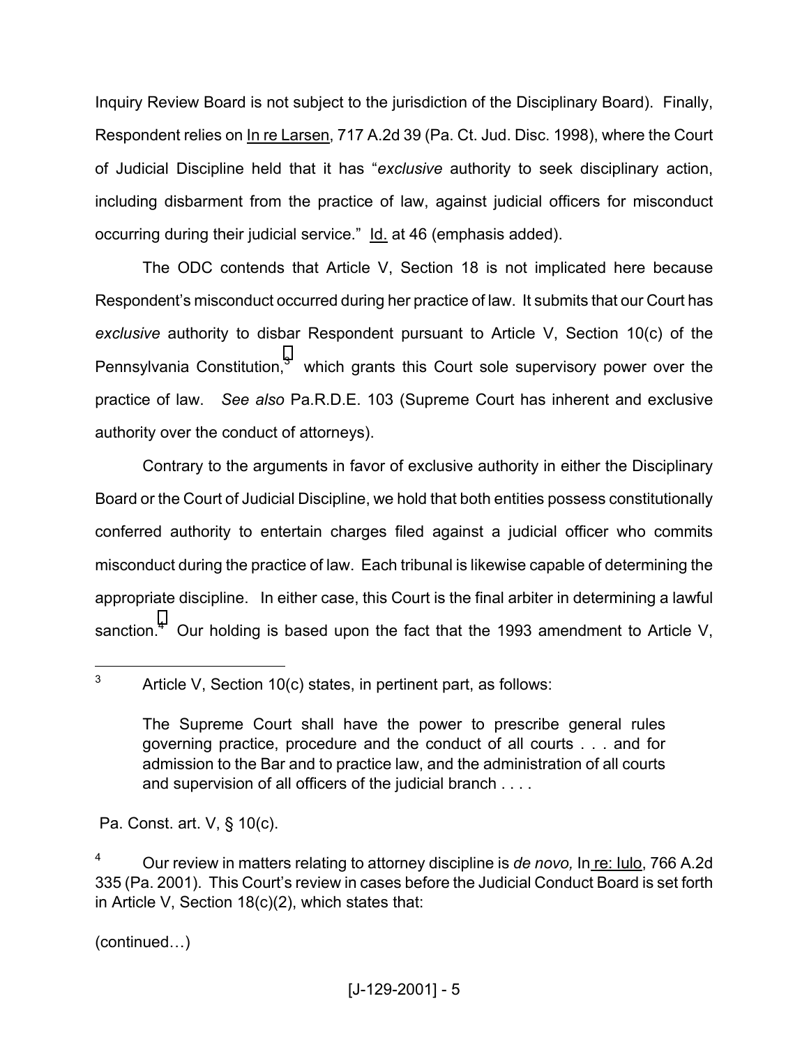Inquiry Review Board is not subject to the jurisdiction of the Disciplinary Board). Finally, Respondent relies on In re Larsen, 717 A.2d 39 (Pa. Ct. Jud. Disc. 1998), where the Court of Judicial Discipline held that it has "*exclusive* authority to seek disciplinary action, including disbarment from the practice of law, against judicial officers for misconduct occurring during their judicial service." Id. at 46 (emphasis added).

The ODC contends that Article V, Section 18 is not implicated here because Respondent's misconduct occurred during her practice of law. It submits that our Court has *exclusive* authority to disbar Respondent pursuant to Article V, Section 10(c) of the Pennsylvania Constitution,[3] which grants this Court sole supervisory power over the practice of law. *See also* Pa.R.D.E. 103 (Supreme Court has inherent and exclusive authority over the conduct of attorneys).

Contrary to the arguments in favor of exclusive authority in either the Disciplinary Board or the Court of Judicial Discipline, we hold that both entities possess constitutionally conferred authority to entertain charges filed against a judicial officer who commits misconduct during the practice of law. Each tribunal is likewise capable of determining the appropriate discipline. In either case, this Court is the final arbiter in determining a lawful sanction.[4] Our holding is based upon the fact that the 1993 amendment to Article V,

---

[3] Article V, Section 10(c) states, in pertinent part, as follows:

> The Supreme Court shall have the power to prescribe general rules governing practice, procedure and the conduct of all courts . . . and for admission to the Bar and to practice law, and the administration of all courts and supervision of all officers of the judicial branch . . . .

Pa. Const. art. V, § 10(c).

[4] Our review in matters relating to attorney discipline is *de novo,* In re: Iulo, 766 A.2d 335 (Pa. 2001). This Court's review in cases before the Judicial Conduct Board is set forth in Article V, Section 18(c)(2), which states that:

(continued…)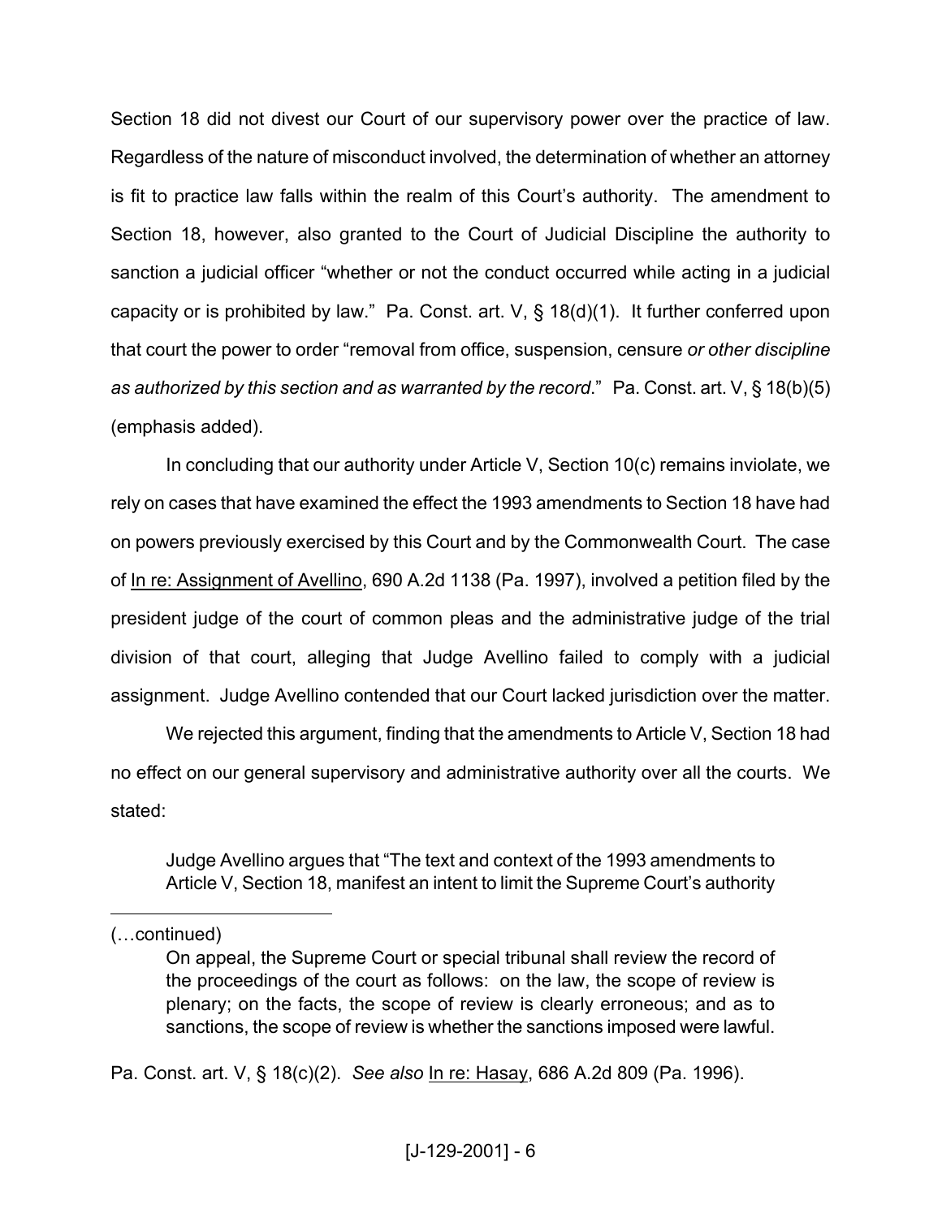Section 18 did not divest our Court of our supervisory power over the practice of law. Regardless of the nature of misconduct involved, the determination of whether an attorney is fit to practice law falls within the realm of this Court's authority. The amendment to Section 18, however, also granted to the Court of Judicial Discipline the authority to sanction a judicial officer "whether or not the conduct occurred while acting in a judicial capacity or is prohibited by law." Pa. Const. art. V, § 18(d)(1). It further conferred upon that court the power to order "removal from office, suspension, censure *or other discipline as authorized by this section and as warranted by the record*." Pa. Const. art. V, § 18(b)(5) (emphasis added).

In concluding that our authority under Article V, Section 10(c) remains inviolate, we rely on cases that have examined the effect the 1993 amendments to Section 18 have had on powers previously exercised by this Court and by the Commonwealth Court. The case of In re: Assignment of Avellino, 690 A.2d 1138 (Pa. 1997), involved a petition filed by the president judge of the court of common pleas and the administrative judge of the trial division of that court, alleging that Judge Avellino failed to comply with a judicial assignment. Judge Avellino contended that our Court lacked jurisdiction over the matter.

We rejected this argument, finding that the amendments to Article V, Section 18 had no effect on our general supervisory and administrative authority over all the courts. We stated:

> Judge Avellino argues that "The text and context of the 1993 amendments to Article V, Section 18, manifest an intent to limit the Supreme Court's authority

---

(…continued)

> On appeal, the Supreme Court or special tribunal shall review the record of the proceedings of the court as follows: on the law, the scope of review is plenary; on the facts, the scope of review is clearly erroneous; and as to sanctions, the scope of review is whether the sanctions imposed were lawful.

Pa. Const. art. V, § 18(c)(2). *See also* In re: Hasay, 686 A.2d 809 (Pa. 1996).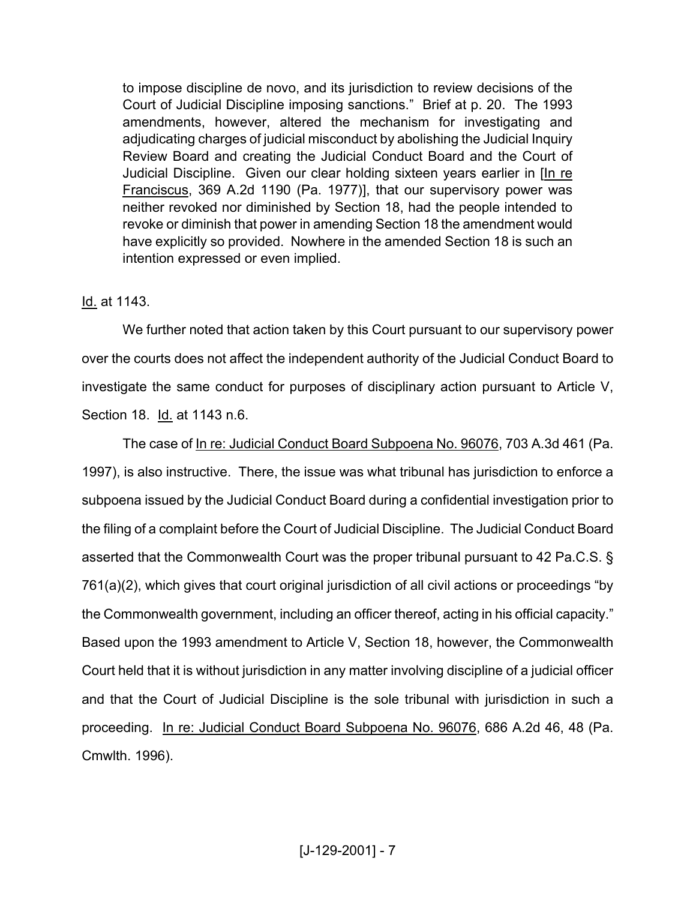> to impose discipline de novo, and its jurisdiction to review decisions of the Court of Judicial Discipline imposing sanctions." Brief at p. 20. The 1993 amendments, however, altered the mechanism for investigating and adjudicating charges of judicial misconduct by abolishing the Judicial Inquiry Review Board and creating the Judicial Conduct Board and the Court of Judicial Discipline. Given our clear holding sixteen years earlier in [In re Franciscus, 369 A.2d 1190 (Pa. 1977)], that our supervisory power was neither revoked nor diminished by Section 18, had the people intended to revoke or diminish that power in amending Section 18 the amendment would have explicitly so provided. Nowhere in the amended Section 18 is such an intention expressed or even implied.

Id. at 1143.

We further noted that action taken by this Court pursuant to our supervisory power over the courts does not affect the independent authority of the Judicial Conduct Board to investigate the same conduct for purposes of disciplinary action pursuant to Article V, Section 18. Id. at 1143 n.6.

The case of In re: Judicial Conduct Board Subpoena No. 96076, 703 A.3d 461 (Pa. 1997), is also instructive. There, the issue was what tribunal has jurisdiction to enforce a subpoena issued by the Judicial Conduct Board during a confidential investigation prior to the filing of a complaint before the Court of Judicial Discipline. The Judicial Conduct Board asserted that the Commonwealth Court was the proper tribunal pursuant to 42 Pa.C.S. § 761(a)(2), which gives that court original jurisdiction of all civil actions or proceedings "by the Commonwealth government, including an officer thereof, acting in his official capacity." Based upon the 1993 amendment to Article V, Section 18, however, the Commonwealth Court held that it is without jurisdiction in any matter involving discipline of a judicial officer and that the Court of Judicial Discipline is the sole tribunal with jurisdiction in such a proceeding. In re: Judicial Conduct Board Subpoena No. 96076, 686 A.2d 46, 48 (Pa. Cmwlth. 1996).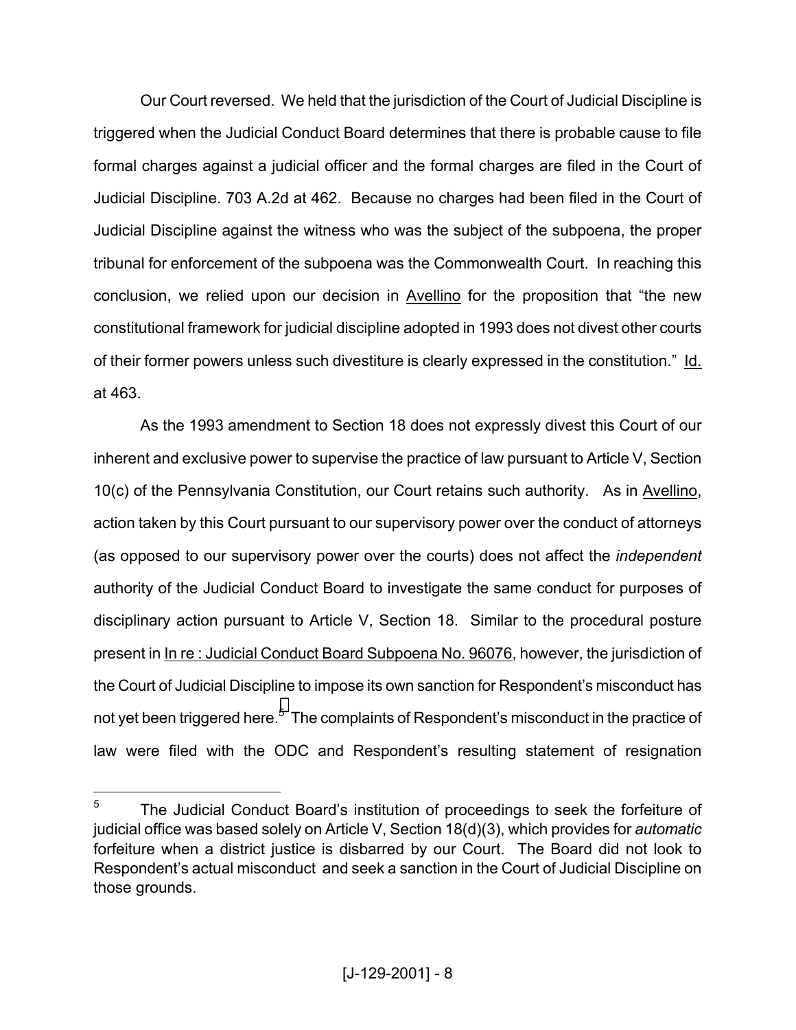Our Court reversed. We held that the jurisdiction of the Court of Judicial Discipline is triggered when the Judicial Conduct Board determines that there is probable cause to file formal charges against a judicial officer and the formal charges are filed in the Court of Judicial Discipline. 703 A.2d at 462. Because no charges had been filed in the Court of Judicial Discipline against the witness who was the subject of the subpoena, the proper tribunal for enforcement of the subpoena was the Commonwealth Court. In reaching this conclusion, we relied upon our decision in Avellino for the proposition that "the new constitutional framework for judicial discipline adopted in 1993 does not divest other courts of their former powers unless such divestiture is clearly expressed in the constitution." Id. at 463.

As the 1993 amendment to Section 18 does not expressly divest this Court of our inherent and exclusive power to supervise the practice of law pursuant to Article V, Section 10(c) of the Pennsylvania Constitution, our Court retains such authority. As in Avellino, action taken by this Court pursuant to our supervisory power over the conduct of attorneys (as opposed to our supervisory power over the courts) does not affect the *independent* authority of the Judicial Conduct Board to investigate the same conduct for purposes of disciplinary action pursuant to Article V, Section 18. Similar to the procedural posture present in In re : Judicial Conduct Board Subpoena No. 96076, however, the jurisdiction of the Court of Judicial Discipline to impose its own sanction for Respondent's misconduct has not yet been triggered here.[5] The complaints of Respondent's misconduct in the practice of law were filed with the ODC and Respondent's resulting statement of resignation

[5] The Judicial Conduct Board's institution of proceedings to seek the forfeiture of judicial office was based solely on Article V, Section 18(d)(3), which provides for *automatic* forfeiture when a district justice is disbarred by our Court. The Board did not look to Respondent's actual misconduct and seek a sanction in the Court of Judicial Discipline on those grounds.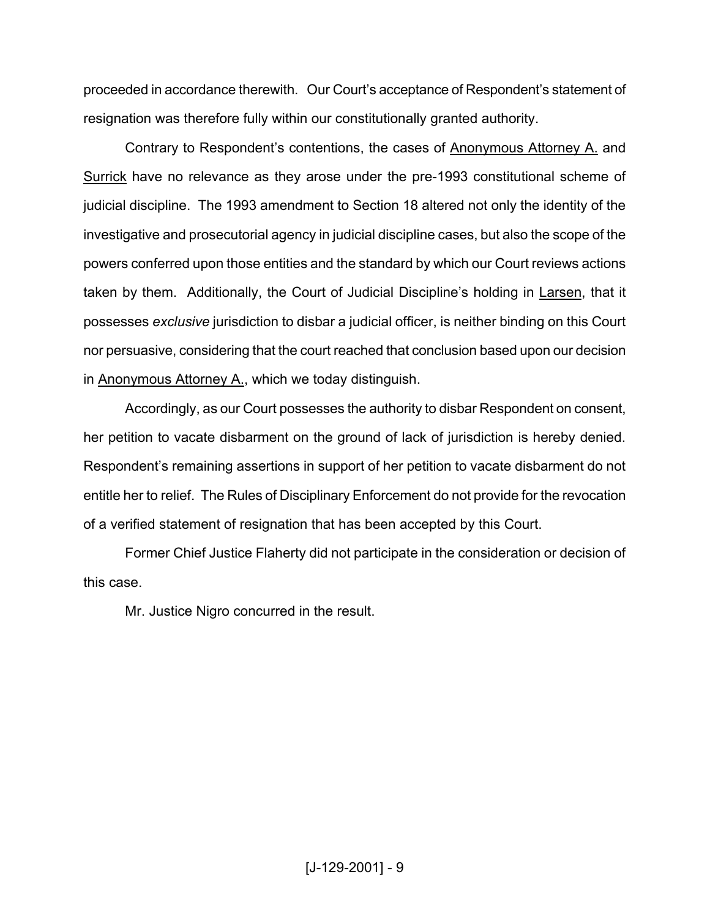proceeded in accordance therewith. Our Court's acceptance of Respondent's statement of resignation was therefore fully within our constitutionally granted authority.

Contrary to Respondent's contentions, the cases of Anonymous Attorney A. and Surrick have no relevance as they arose under the pre-1993 constitutional scheme of judicial discipline. The 1993 amendment to Section 18 altered not only the identity of the investigative and prosecutorial agency in judicial discipline cases, but also the scope of the powers conferred upon those entities and the standard by which our Court reviews actions taken by them. Additionally, the Court of Judicial Discipline's holding in Larsen, that it possesses *exclusive* jurisdiction to disbar a judicial officer, is neither binding on this Court nor persuasive, considering that the court reached that conclusion based upon our decision in Anonymous Attorney A., which we today distinguish.

Accordingly, as our Court possesses the authority to disbar Respondent on consent, her petition to vacate disbarment on the ground of lack of jurisdiction is hereby denied. Respondent's remaining assertions in support of her petition to vacate disbarment do not entitle her to relief. The Rules of Disciplinary Enforcement do not provide for the revocation of a verified statement of resignation that has been accepted by this Court.

Former Chief Justice Flaherty did not participate in the consideration or decision of this case.

Mr. Justice Nigro concurred in the result.